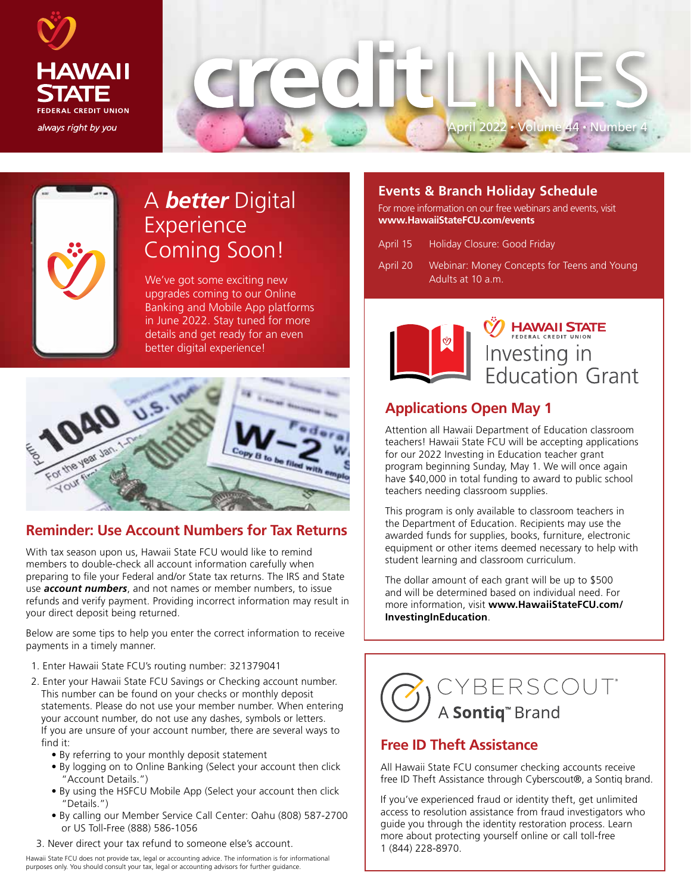# creditLINES

April 2022 • Volume 44 • Number 4

HAWAII STATE FEDERAL CREDIT UNION

*always right by you*

## A ***better*** Digital Experience Coming Soon!

We've got some exciting new upgrades coming to our Online Banking and Mobile App platforms in June 2022. Stay tuned for more details and get ready for an even better digital experience!

## Reminder: Use Account Numbers for Tax Returns

With tax season upon us, Hawaii State FCU would like to remind members to double-check all account information carefully when preparing to file your Federal and/or State tax returns. The IRS and State use ***account numbers***, and not names or member numbers, to issue refunds and verify payment. Providing incorrect information may result in your direct deposit being returned.

Below are some tips to help you enter the correct information to receive payments in a timely manner.

1. Enter Hawaii State FCU's routing number: 321379041
2. Enter your Hawaii State FCU Savings or Checking account number. This number can be found on your checks or monthly deposit statements. Please do not use your member number. When entering your account number, do not use any dashes, symbols or letters. If you are unsure of your account number, there are several ways to find it:
   - By referring to your monthly deposit statement
   - By logging on to Online Banking (Select your account then click "Account Details.")
   - By using the HSFCU Mobile App (Select your account then click "Details.")
   - By calling our Member Service Call Center: Oahu (808) 587-2700 or US Toll-Free (888) 586-1056
3. Never direct your tax refund to someone else's account.

Hawaii State FCU does not provide tax, legal or accounting advice. The information is for informational purposes only. You should consult your tax, legal or accounting advisors for further guidance.

## Events & Branch Holiday Schedule

For more information on our free webinars and events, visit **www.HawaiiStateFCU.com/events**

| | |
|---|---|
| April 15 | Holiday Closure: Good Friday |
| April 20 | Webinar: Money Concepts for Teens and Young Adults at 10 a.m. |

## HAWAII STATE FEDERAL CREDIT UNION Investing in Education Grant

## Applications Open May 1

Attention all Hawaii Department of Education classroom teachers! Hawaii State FCU will be accepting applications for our 2022 Investing in Education teacher grant program beginning Sunday, May 1. We will once again have $40,000 in total funding to award to public school teachers needing classroom supplies.

This program is only available to classroom teachers in the Department of Education. Recipients may use the awarded funds for supplies, books, furniture, electronic equipment or other items deemed necessary to help with student learning and classroom curriculum.

The dollar amount of each grant will be up to $500 and will be determined based on individual need. For more information, visit **www.HawaiiStateFCU.com/InvestingInEducation**.

## CYBERSCOUT® A **Sontiq**™ Brand

## Free ID Theft Assistance

All Hawaii State FCU consumer checking accounts receive free ID Theft Assistance through Cyberscout®, a Sontiq brand.

If you've experienced fraud or identity theft, get unlimited access to resolution assistance from fraud investigators who guide you through the identity restoration process. Learn more about protecting yourself online or call toll-free 1 (844) 228-8970.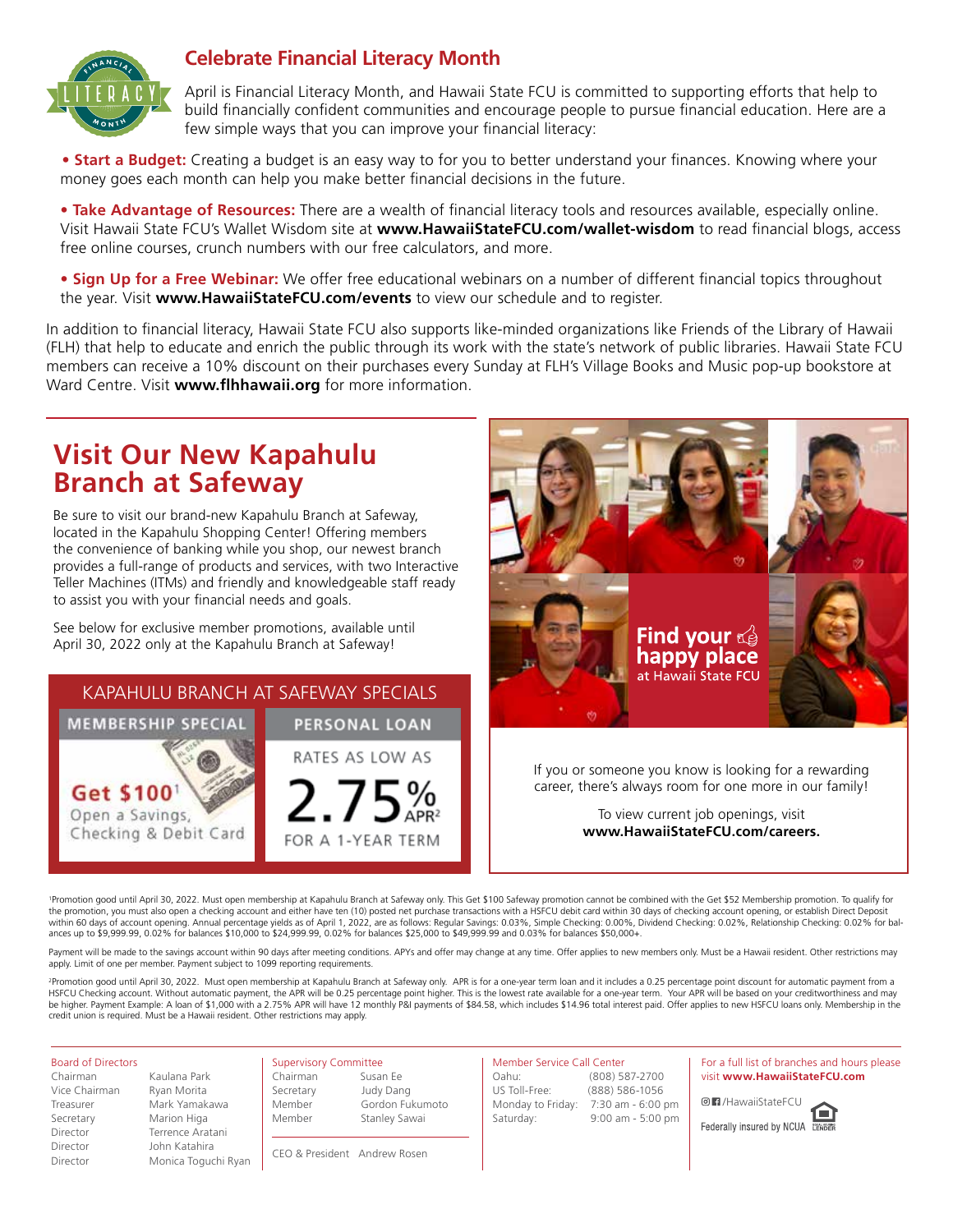## Celebrate Financial Literacy Month

April is Financial Literacy Month, and Hawaii State FCU is committed to supporting efforts that help to build financially confident communities and encourage people to pursue financial education. Here are a few simple ways that you can improve your financial literacy:

- **Start a Budget:** Creating a budget is an easy way to for you to better understand your finances. Knowing where your money goes each month can help you make better financial decisions in the future.
- **Take Advantage of Resources:** There are a wealth of financial literacy tools and resources available, especially online. Visit Hawaii State FCU's Wallet Wisdom site at **www.HawaiiStateFCU.com/wallet-wisdom** to read financial blogs, access free online courses, crunch numbers with our free calculators, and more.
- **Sign Up for a Free Webinar:** We offer free educational webinars on a number of different financial topics throughout the year. Visit **www.HawaiiStateFCU.com/events** to view our schedule and to register.

In addition to financial literacy, Hawaii State FCU also supports like-minded organizations like Friends of the Library of Hawaii (FLH) that help to educate and enrich the public through its work with the state's network of public libraries. Hawaii State FCU members can receive a 10% discount on their purchases every Sunday at FLH's Village Books and Music pop-up bookstore at Ward Centre. Visit **www.flhhawaii.org** for more information.

## Visit Our New Kapahulu Branch at Safeway

Be sure to visit our brand-new Kapahulu Branch at Safeway, located in the Kapahulu Shopping Center! Offering members the convenience of banking while you shop, our newest branch provides a full-range of products and services, with two Interactive Teller Machines (ITMs) and friendly and knowledgeable staff ready to assist you with your financial needs and goals.

See below for exclusive member promotions, available until April 30, 2022 only at the Kapahulu Branch at Safeway!

### KAPAHULU BRANCH AT SAFEWAY SPECIALS

**MEMBERSHIP SPECIAL**

**Get $100**[1]
Open a Savings, Checking & Debit Card

**PERSONAL LOAN**

RATES AS LOW AS
**2.75% APR**[2]
FOR A 1-YEAR TERM

**Find your happy place** at Hawaii State FCU

If you or someone you know is looking for a rewarding career, there's always room for one more in our family!

To view current job openings, visit **www.HawaiiStateFCU.com/careers.**

[1]Promotion good until April 30, 2022. Must open membership at Kapahulu Branch at Safeway only. This Get $100 Safeway promotion cannot be combined with the Get $52 Membership promotion. To qualify for the promotion, you must also open a checking account and either have ten (10) posted net purchase transactions with a HSFCU debit card within 30 days of checking account opening, or establish Direct Deposit within 60 days of account opening. Annual percentage yields as of April 1, 2022, are as follows: Regular Savings: 0.03%, Simple Checking: 0.00%, Dividend Checking: 0.02%, Relationship Checking: 0.02% for balances up to $9,999.99, 0.02% for balances $10,000 to $24,999.99, 0.02% for balances $25,000 to $49,999.99 and 0.03% for balances $50,000+.

Payment will be made to the savings account within 90 days after meeting conditions. APYs and offer may change at any time. Offer applies to new members only. Must be a Hawaii resident. Other restrictions may apply. Limit of one per member. Payment subject to 1099 reporting requirements.

[2]Promotion good until April 30, 2022. Must open membership at Kapahulu Branch at Safeway only. APR is for a one-year term loan and it includes a 0.25 percentage point discount for automatic payment from a HSFCU Checking account. Without automatic payment, the APR will be 0.25 percentage point higher. This is the lowest rate available for a one-year term. Your APR will be based on your creditworthiness and may be higher. Payment Example: A loan of $1,000 with a 2.75% APR will have 12 monthly P&I payments of $84.58, which includes $14.96 total interest paid. Offer applies to new HSFCU loans only. Membership in the credit union is required. Must be a Hawaii resident. Other restrictions may apply.

**Board of Directors**

| | |
|---|---|
| Chairman | Kaulana Park |
| Vice Chairman | Ryan Morita |
| Treasurer | Mark Yamakawa |
| Secretary | Marion Higa |
| Director | Terrence Aratani |
| Director | John Katahira |
| Director | Monica Toguchi Ryan |

**Supervisory Committee**

| | |
|---|---|
| Chairman | Susan Ee |
| Secretary | Judy Dang |
| Member | Gordon Fukumoto |
| Member | Stanley Sawai |

CEO & President Andrew Rosen

**Member Service Call Center**

| | |
|---|---|
| Oahu: | (808) 587-2700 |
| US Toll-Free: | (888) 586-1056 |
| Monday to Friday: | 7:30 am - 6:00 pm |
| Saturday: | 9:00 am - 5:00 pm |

For a full list of branches and hours please visit **www.HawaiiStateFCU.com**

/HawaiiStateFCU

Federally insured by NCUA